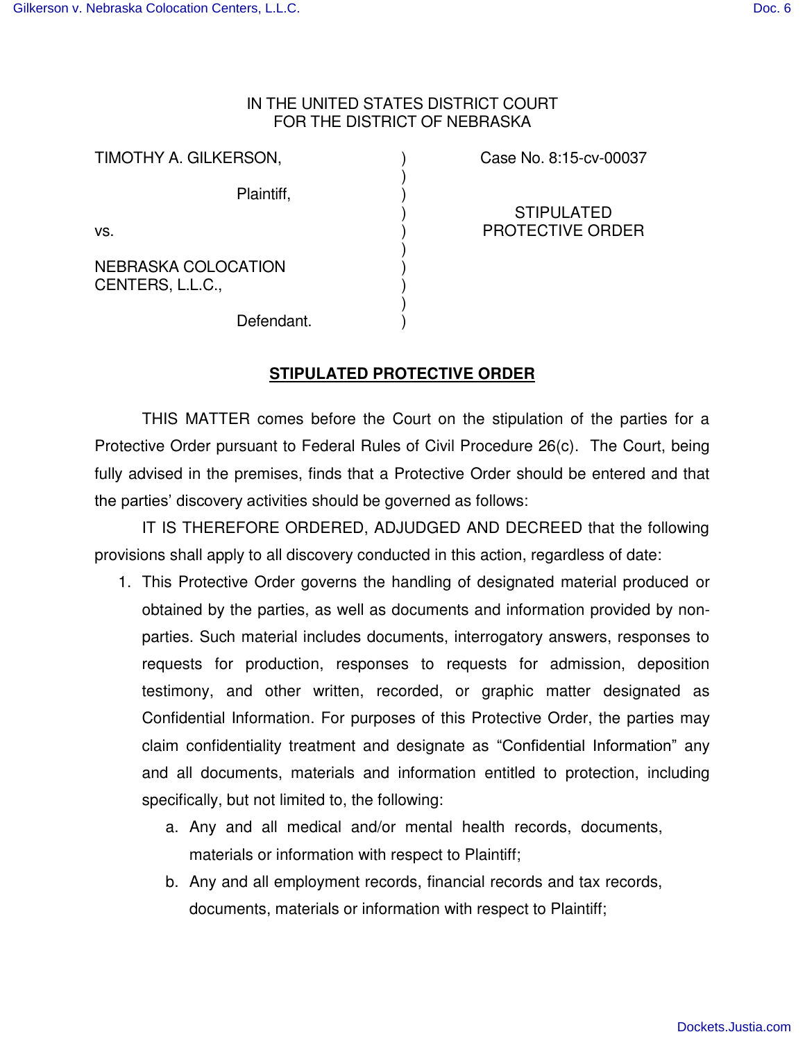IN THE UNITED STATES DISTRICT COURT
FOR THE DISTRICT OF NEBRASKA

| | | |
|---|---|---|
| TIMOTHY A. GILKERSON,<br><br>Plaintiff,<br><br>vs.<br><br>NEBRASKA COLOCATION CENTERS, L.L.C.,<br><br>Defendant. | ) | Case No. 8:15-cv-00037<br><br>STIPULATED PROTECTIVE ORDER |

## STIPULATED PROTECTIVE ORDER

THIS MATTER comes before the Court on the stipulation of the parties for a Protective Order pursuant to Federal Rules of Civil Procedure 26(c). The Court, being fully advised in the premises, finds that a Protective Order should be entered and that the parties' discovery activities should be governed as follows:

IT IS THEREFORE ORDERED, ADJUDGED AND DECREED that the following provisions shall apply to all discovery conducted in this action, regardless of date:

1. This Protective Order governs the handling of designated material produced or obtained by the parties, as well as documents and information provided by non-parties. Such material includes documents, interrogatory answers, responses to requests for production, responses to requests for admission, deposition testimony, and other written, recorded, or graphic matter designated as Confidential Information. For purposes of this Protective Order, the parties may claim confidentiality treatment and designate as "Confidential Information" any and all documents, materials and information entitled to protection, including specifically, but not limited to, the following:
    a. Any and all medical and/or mental health records, documents, materials or information with respect to Plaintiff;
    b. Any and all employment records, financial records and tax records, documents, materials or information with respect to Plaintiff;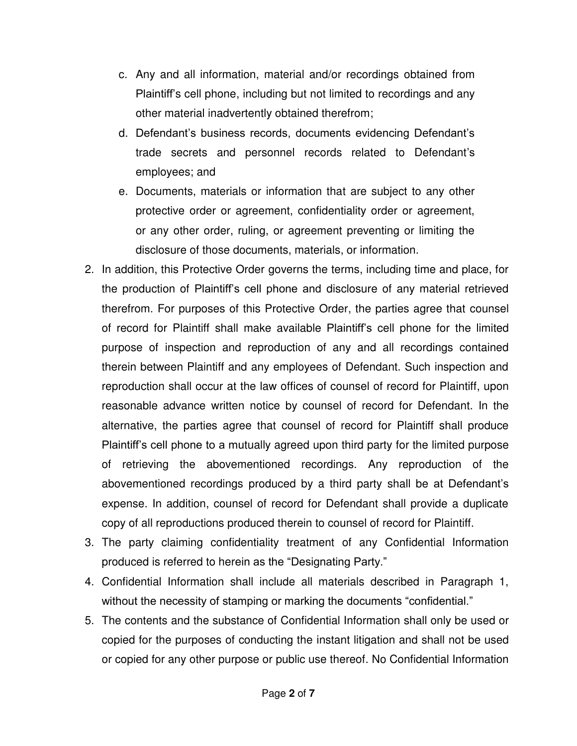c. Any and all information, material and/or recordings obtained from Plaintiff's cell phone, including but not limited to recordings and any other material inadvertently obtained therefrom;

d. Defendant's business records, documents evidencing Defendant's trade secrets and personnel records related to Defendant's employees; and

e. Documents, materials or information that are subject to any other protective order or agreement, confidentiality order or agreement, or any other order, ruling, or agreement preventing or limiting the disclosure of those documents, materials, or information.

2. In addition, this Protective Order governs the terms, including time and place, for the production of Plaintiff's cell phone and disclosure of any material retrieved therefrom. For purposes of this Protective Order, the parties agree that counsel of record for Plaintiff shall make available Plaintiff's cell phone for the limited purpose of inspection and reproduction of any and all recordings contained therein between Plaintiff and any employees of Defendant. Such inspection and reproduction shall occur at the law offices of counsel of record for Plaintiff, upon reasonable advance written notice by counsel of record for Defendant. In the alternative, the parties agree that counsel of record for Plaintiff shall produce Plaintiff's cell phone to a mutually agreed upon third party for the limited purpose of retrieving the abovementioned recordings. Any reproduction of the abovementioned recordings produced by a third party shall be at Defendant's expense. In addition, counsel of record for Defendant shall provide a duplicate copy of all reproductions produced therein to counsel of record for Plaintiff.

3. The party claiming confidentiality treatment of any Confidential Information produced is referred to herein as the "Designating Party."

4. Confidential Information shall include all materials described in Paragraph 1, without the necessity of stamping or marking the documents "confidential."

5. The contents and the substance of Confidential Information shall only be used or copied for the purposes of conducting the instant litigation and shall not be used or copied for any other purpose or public use thereof. No Confidential Information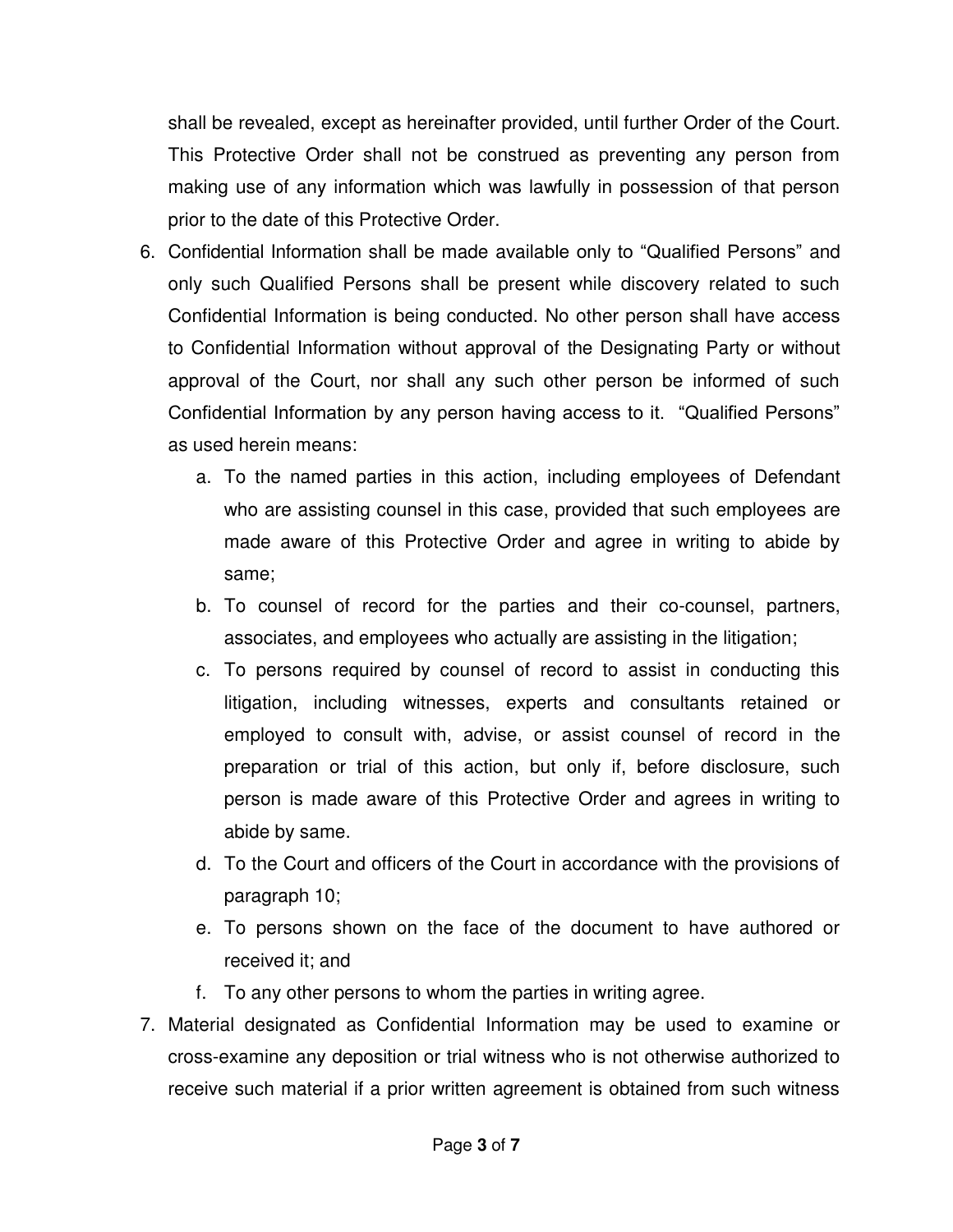shall be revealed, except as hereinafter provided, until further Order of the Court. This Protective Order shall not be construed as preventing any person from making use of any information which was lawfully in possession of that person prior to the date of this Protective Order.

6. Confidential Information shall be made available only to "Qualified Persons" and only such Qualified Persons shall be present while discovery related to such Confidential Information is being conducted. No other person shall have access to Confidential Information without approval of the Designating Party or without approval of the Court, nor shall any such other person be informed of such Confidential Information by any person having access to it. "Qualified Persons" as used herein means:
   a. To the named parties in this action, including employees of Defendant who are assisting counsel in this case, provided that such employees are made aware of this Protective Order and agree in writing to abide by same;
   b. To counsel of record for the parties and their co-counsel, partners, associates, and employees who actually are assisting in the litigation;
   c. To persons required by counsel of record to assist in conducting this litigation, including witnesses, experts and consultants retained or employed to consult with, advise, or assist counsel of record in the preparation or trial of this action, but only if, before disclosure, such person is made aware of this Protective Order and agrees in writing to abide by same.
   d. To the Court and officers of the Court in accordance with the provisions of paragraph 10;
   e. To persons shown on the face of the document to have authored or received it; and
   f. To any other persons to whom the parties in writing agree.
7. Material designated as Confidential Information may be used to examine or cross-examine any deposition or trial witness who is not otherwise authorized to receive such material if a prior written agreement is obtained from such witness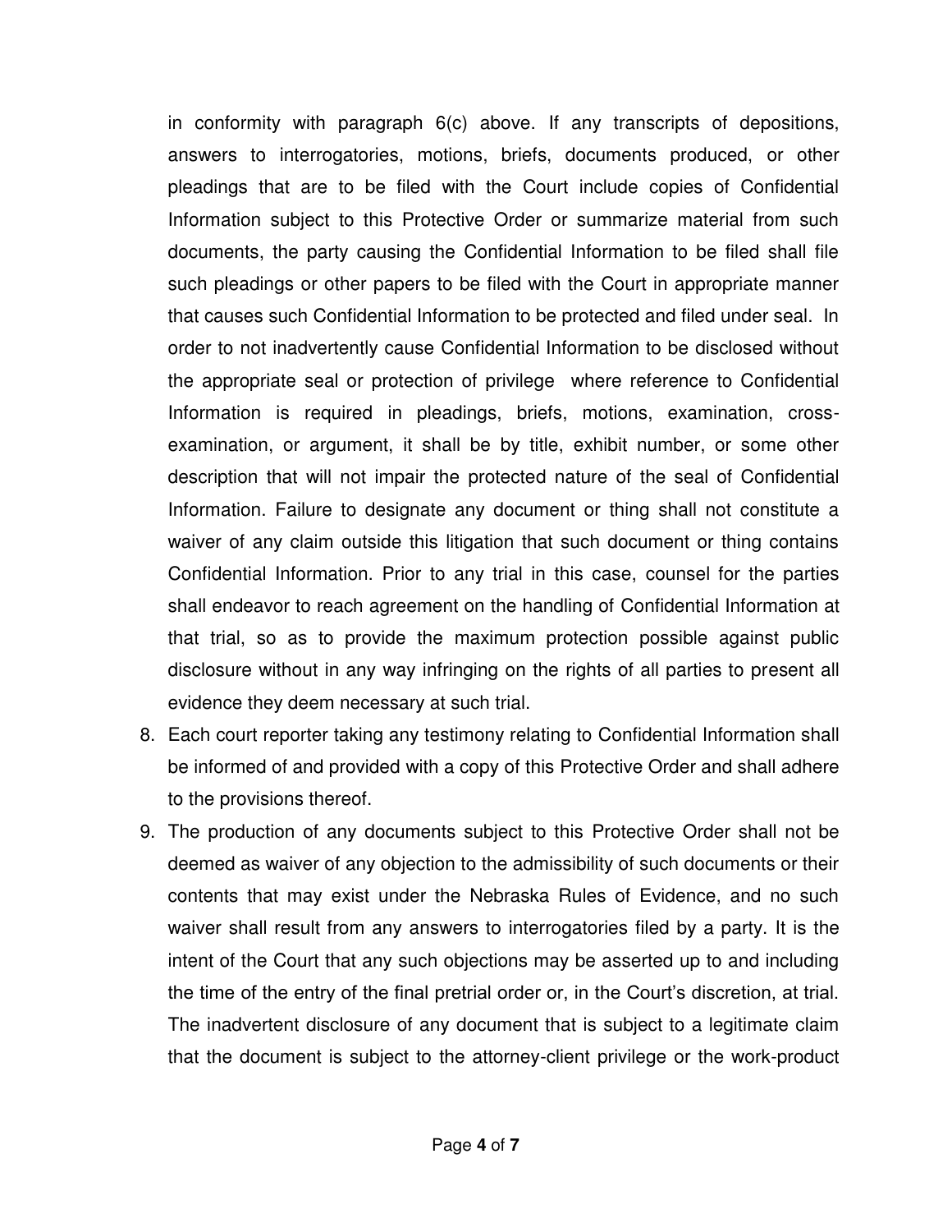in conformity with paragraph 6(c) above. If any transcripts of depositions, answers to interrogatories, motions, briefs, documents produced, or other pleadings that are to be filed with the Court include copies of Confidential Information subject to this Protective Order or summarize material from such documents, the party causing the Confidential Information to be filed shall file such pleadings or other papers to be filed with the Court in appropriate manner that causes such Confidential Information to be protected and filed under seal. In order to not inadvertently cause Confidential Information to be disclosed without the appropriate seal or protection of privilege where reference to Confidential Information is required in pleadings, briefs, motions, examination, cross-examination, or argument, it shall be by title, exhibit number, or some other description that will not impair the protected nature of the seal of Confidential Information. Failure to designate any document or thing shall not constitute a waiver of any claim outside this litigation that such document or thing contains Confidential Information. Prior to any trial in this case, counsel for the parties shall endeavor to reach agreement on the handling of Confidential Information at that trial, so as to provide the maximum protection possible against public disclosure without in any way infringing on the rights of all parties to present all evidence they deem necessary at such trial.

8. Each court reporter taking any testimony relating to Confidential Information shall be informed of and provided with a copy of this Protective Order and shall adhere to the provisions thereof.
9. The production of any documents subject to this Protective Order shall not be deemed as waiver of any objection to the admissibility of such documents or their contents that may exist under the Nebraska Rules of Evidence, and no such waiver shall result from any answers to interrogatories filed by a party. It is the intent of the Court that any such objections may be asserted up to and including the time of the entry of the final pretrial order or, in the Court's discretion, at trial. The inadvertent disclosure of any document that is subject to a legitimate claim that the document is subject to the attorney-client privilege or the work-product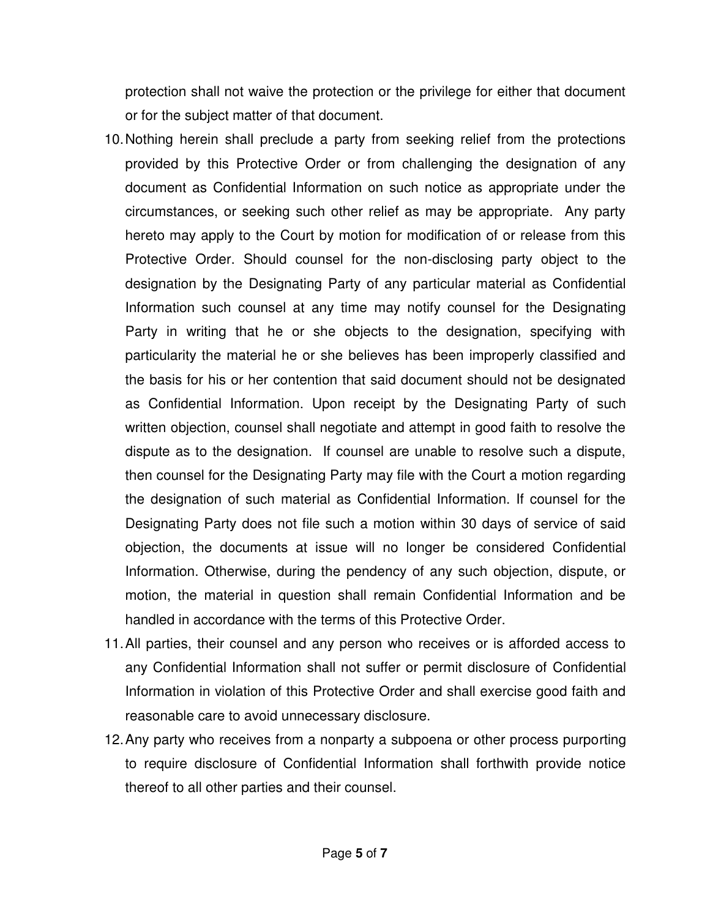protection shall not waive the protection or the privilege for either that document or for the subject matter of that document.

10. Nothing herein shall preclude a party from seeking relief from the protections provided by this Protective Order or from challenging the designation of any document as Confidential Information on such notice as appropriate under the circumstances, or seeking such other relief as may be appropriate. Any party hereto may apply to the Court by motion for modification of or release from this Protective Order. Should counsel for the non-disclosing party object to the designation by the Designating Party of any particular material as Confidential Information such counsel at any time may notify counsel for the Designating Party in writing that he or she objects to the designation, specifying with particularity the material he or she believes has been improperly classified and the basis for his or her contention that said document should not be designated as Confidential Information. Upon receipt by the Designating Party of such written objection, counsel shall negotiate and attempt in good faith to resolve the dispute as to the designation. If counsel are unable to resolve such a dispute, then counsel for the Designating Party may file with the Court a motion regarding the designation of such material as Confidential Information. If counsel for the Designating Party does not file such a motion within 30 days of service of said objection, the documents at issue will no longer be considered Confidential Information. Otherwise, during the pendency of any such objection, dispute, or motion, the material in question shall remain Confidential Information and be handled in accordance with the terms of this Protective Order.

11. All parties, their counsel and any person who receives or is afforded access to any Confidential Information shall not suffer or permit disclosure of Confidential Information in violation of this Protective Order and shall exercise good faith and reasonable care to avoid unnecessary disclosure.

12. Any party who receives from a nonparty a subpoena or other process purporting to require disclosure of Confidential Information shall forthwith provide notice thereof to all other parties and their counsel.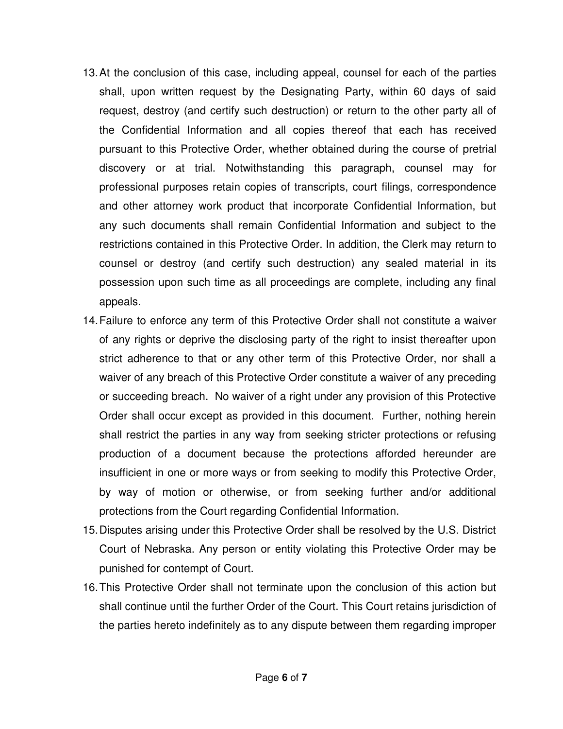13. At the conclusion of this case, including appeal, counsel for each of the parties shall, upon written request by the Designating Party, within 60 days of said request, destroy (and certify such destruction) or return to the other party all of the Confidential Information and all copies thereof that each has received pursuant to this Protective Order, whether obtained during the course of pretrial discovery or at trial. Notwithstanding this paragraph, counsel may for professional purposes retain copies of transcripts, court filings, correspondence and other attorney work product that incorporate Confidential Information, but any such documents shall remain Confidential Information and subject to the restrictions contained in this Protective Order. In addition, the Clerk may return to counsel or destroy (and certify such destruction) any sealed material in its possession upon such time as all proceedings are complete, including any final appeals.
14. Failure to enforce any term of this Protective Order shall not constitute a waiver of any rights or deprive the disclosing party of the right to insist thereafter upon strict adherence to that or any other term of this Protective Order, nor shall a waiver of any breach of this Protective Order constitute a waiver of any preceding or succeeding breach. No waiver of a right under any provision of this Protective Order shall occur except as provided in this document. Further, nothing herein shall restrict the parties in any way from seeking stricter protections or refusing production of a document because the protections afforded hereunder are insufficient in one or more ways or from seeking to modify this Protective Order, by way of motion or otherwise, or from seeking further and/or additional protections from the Court regarding Confidential Information.
15. Disputes arising under this Protective Order shall be resolved by the U.S. District Court of Nebraska. Any person or entity violating this Protective Order may be punished for contempt of Court.
16. This Protective Order shall not terminate upon the conclusion of this action but shall continue until the further Order of the Court. This Court retains jurisdiction of the parties hereto indefinitely as to any dispute between them regarding improper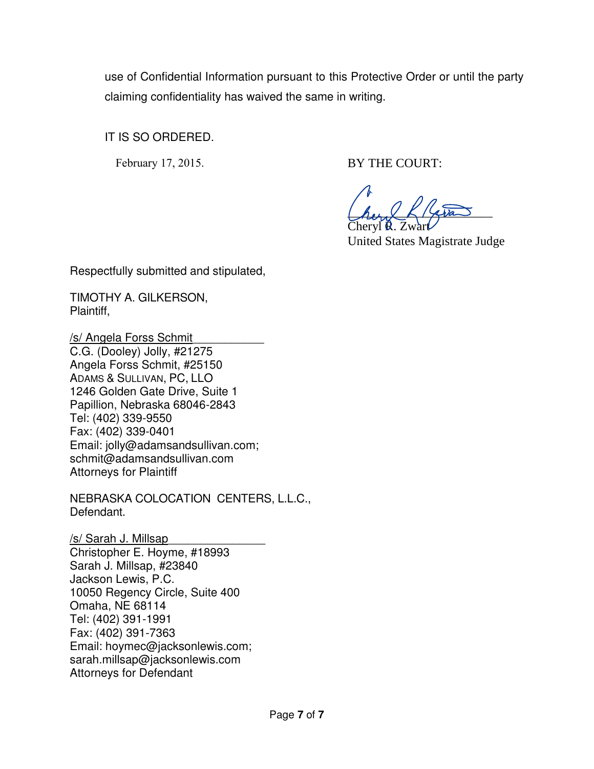use of Confidential Information pursuant to this Protective Order or until the party claiming confidentiality has waived the same in writing.

IT IS SO ORDERED.

February 17, 2015.

BY THE COURT:

Cheryl R. Zwart
United States Magistrate Judge

Respectfully submitted and stipulated,

TIMOTHY A. GILKERSON,
Plaintiff,

/s/ Angela Forss Schmit
C.G. (Dooley) Jolly, #21275
Angela Forss Schmit, #25150
ADAMS & SULLIVAN, PC, LLO
1246 Golden Gate Drive, Suite 1
Papillion, Nebraska 68046-2843
Tel: (402) 339-9550
Fax: (402) 339-0401
Email: jolly@adamsandsullivan.com;
schmit@adamsandsullivan.com
Attorneys for Plaintiff

NEBRASKA COLOCATION CENTERS, L.L.C.,
Defendant.

/s/ Sarah J. Millsap
Christopher E. Hoyme, #18993
Sarah J. Millsap, #23840
Jackson Lewis, P.C.
10050 Regency Circle, Suite 400
Omaha, NE 68114
Tel: (402) 391-1991
Fax: (402) 391-7363
Email: hoymec@jacksonlewis.com;
sarah.millsap@jacksonlewis.com
Attorneys for Defendant